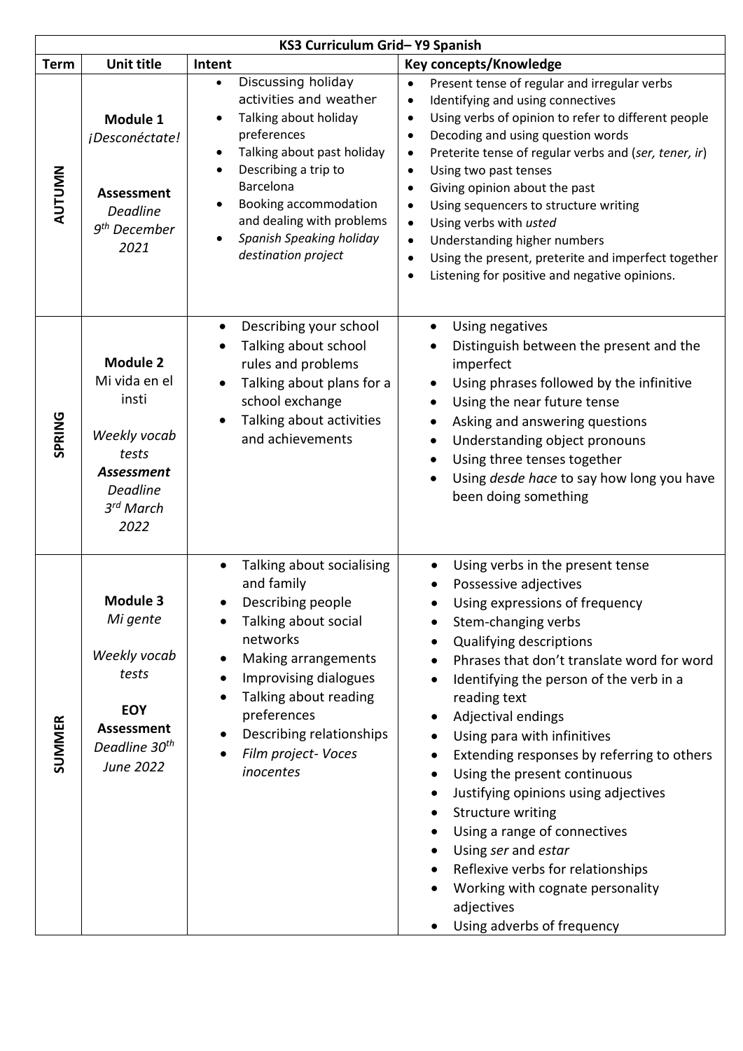| KS3 Curriculum Grid– Y9 Spanish | | | |
|---|---|---|---|
| **Term** | **Unit title** | **Intent** | **Key concepts/Knowledge** |
| **AUTUMN** | **Module 1** *¡Desconéctate!* <br><br> **Assessment** *Deadline 9th December 2021* | • Discussing holiday activities and weather <br> • Talking about holiday preferences <br> • Talking about past holiday <br> • Describing a trip to Barcelona <br> • Booking accommodation and dealing with problems <br> • *Spanish Speaking holiday destination project* | • Present tense of regular and irregular verbs <br> • Identifying and using connectives <br> • Using verbs of opinion to refer to different people <br> • Decoding and using question words <br> • Preterite tense of regular verbs and (*ser, tener, ir*) <br> • Using two past tenses <br> • Giving opinion about the past <br> • Using sequencers to structure writing <br> • Using verbs with *usted* <br> • Understanding higher numbers <br> • Using the present, preterite and imperfect together <br> • Listening for positive and negative opinions. |
| **SPRING** | **Module 2** Mi vida en el insti <br><br> *Weekly vocab tests* <br> ***Assessment*** *Deadline 3rd March 2022* | • Describing your school <br> • Talking about school rules and problems <br> • Talking about plans for a school exchange <br> • Talking about activities and achievements | • Using negatives <br> • Distinguish between the present and the imperfect <br> • Using phrases followed by the infinitive <br> • Using the near future tense <br> • Asking and answering questions <br> • Understanding object pronouns <br> • Using three tenses together <br> • Using *desde hace* to say how long you have been doing something |
| **SUMMER** | **Module 3** *Mi gente* <br><br> *Weekly vocab tests* <br><br> **EOY Assessment** *Deadline 30th June 2022* | • Talking about socialising and family <br> • Describing people <br> • Talking about social networks <br> • Making arrangements <br> • Improvising dialogues <br> • Talking about reading preferences <br> • Describing relationships <br> • *Film project- Voces inocentes* | • Using verbs in the present tense <br> • Possessive adjectives <br> • Using expressions of frequency <br> • Stem-changing verbs <br> • Qualifying descriptions <br> • Phrases that don't translate word for word <br> • Identifying the person of the verb in a reading text <br> • Adjectival endings <br> • Using para with infinitives <br> • Extending responses by referring to others <br> • Using the present continuous <br> • Justifying opinions using adjectives <br> • Structure writing <br> • Using a range of connectives <br> • Using *ser* and *estar* <br> • Reflexive verbs for relationships <br> • Working with cognate personality adjectives <br> • Using adverbs of frequency |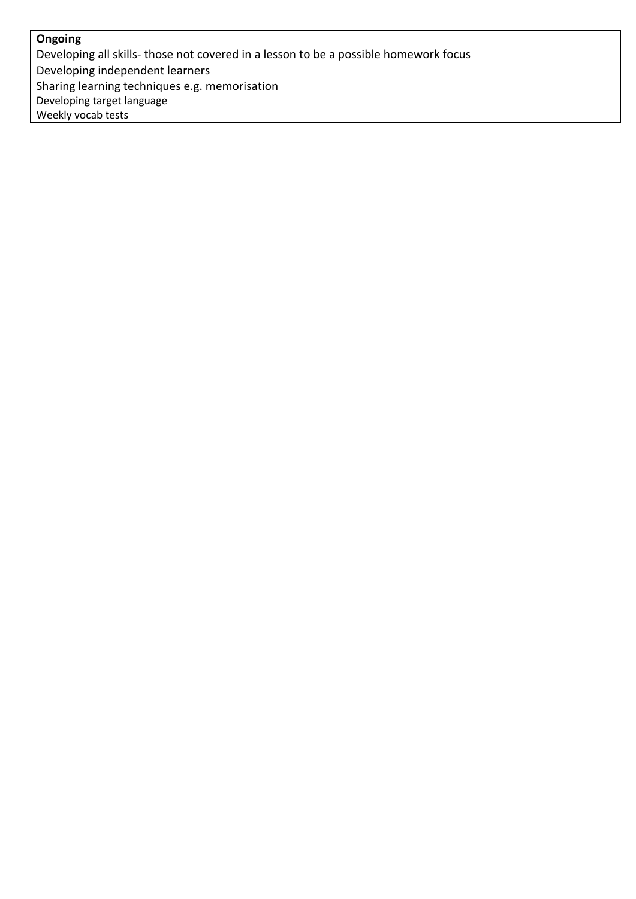**Ongoing**

Developing all skills- those not covered in a lesson to be a possible homework focus

Developing independent learners

Sharing learning techniques e.g. memorisation

Developing target language

Weekly vocab tests